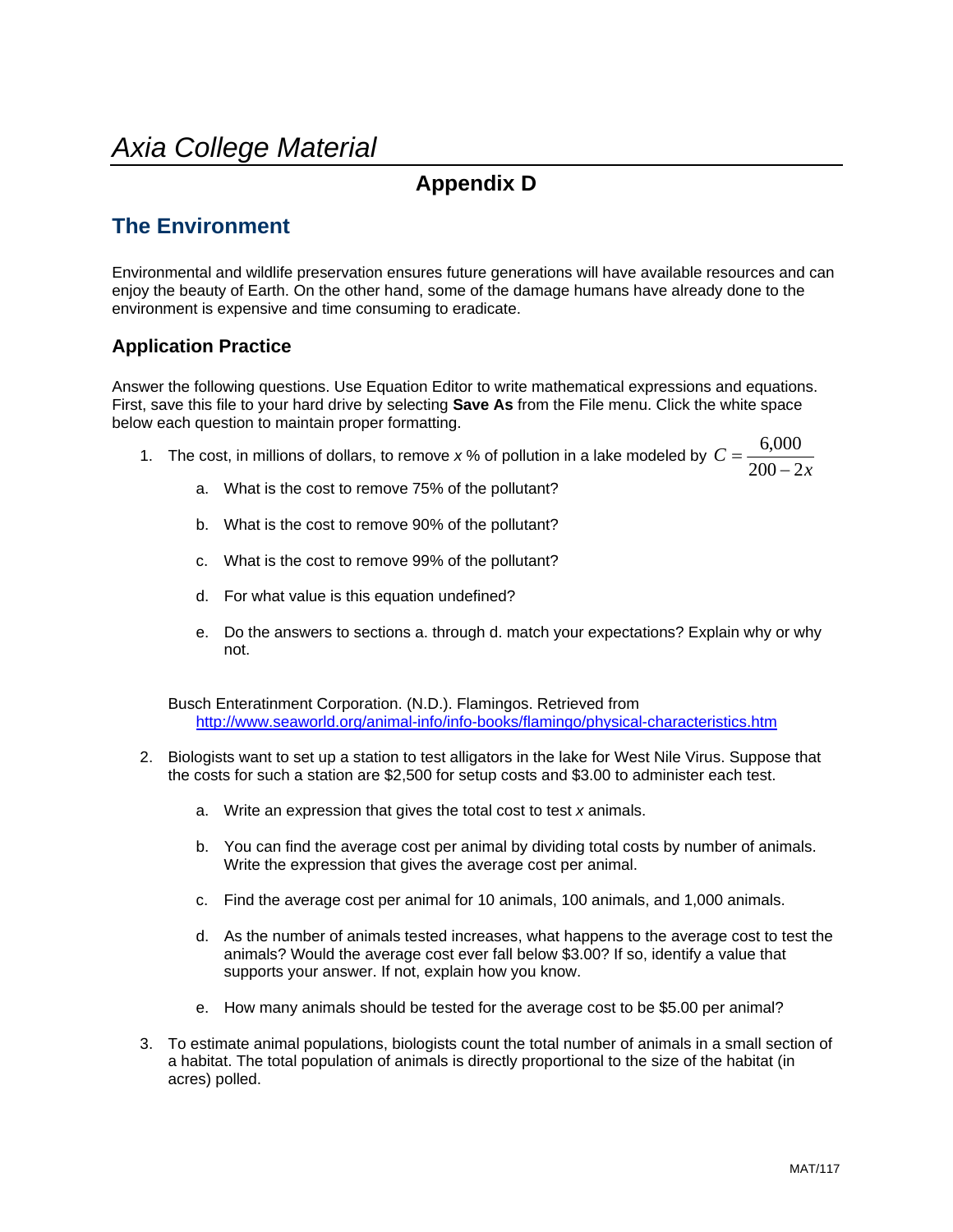# *Axia College Material*

## Appendix D

## The Environment

Environmental and wildlife preservation ensures future generations will have available resources and can enjoy the beauty of Earth. On the other hand, some of the damage humans have already done to the environment is expensive and time consuming to eradicate.

### Application Practice

Answer the following questions. Use Equation Editor to write mathematical expressions and equations. First, save this file to your hard drive by selecting **Save As** from the File menu. Click the white space below each question to maintain proper formatting.

1. The cost, in millions of dollars, to remove *x* % of pollution in a lake modeled by $C = \dfrac{6{,}000}{200 - 2x}$

   a. What is the cost to remove 75% of the pollutant?

   b. What is the cost to remove 90% of the pollutant?

   c. What is the cost to remove 99% of the pollutant?

   d. For what value is this equation undefined?

   e. Do the answers to sections a. through d. match your expectations? Explain why or why not.

   Busch Enteratinment Corporation. (N.D.). Flamingos. Retrieved from http://www.seaworld.org/animal-info/info-books/flamingo/physical-characteristics.htm

2. Biologists want to set up a station to test alligators in the lake for West Nile Virus. Suppose that the costs for such a station are $2,500 for setup costs and $3.00 to administer each test.

   a. Write an expression that gives the total cost to test *x* animals.

   b. You can find the average cost per animal by dividing total costs by number of animals. Write the expression that gives the average cost per animal.

   c. Find the average cost per animal for 10 animals, 100 animals, and 1,000 animals.

   d. As the number of animals tested increases, what happens to the average cost to test the animals? Would the average cost ever fall below $3.00? If so, identify a value that supports your answer. If not, explain how you know.

   e. How many animals should be tested for the average cost to be $5.00 per animal?

3. To estimate animal populations, biologists count the total number of animals in a small section of a habitat. The total population of animals is directly proportional to the size of the habitat (in acres) polled.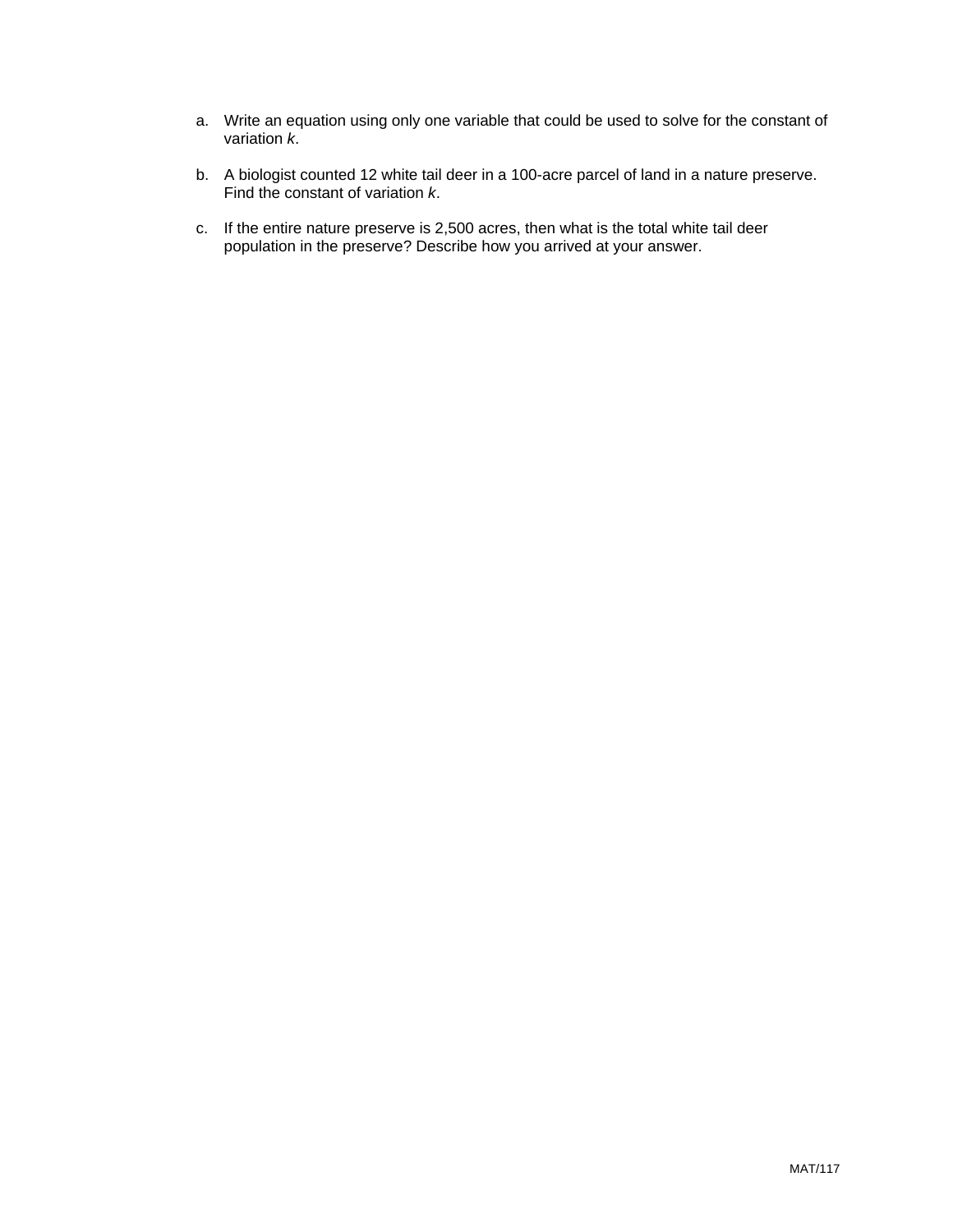a. Write an equation using only one variable that could be used to solve for the constant of variation $k$.

b. A biologist counted 12 white tail deer in a 100-acre parcel of land in a nature preserve. Find the constant of variation $k$.

c. If the entire nature preserve is 2,500 acres, then what is the total white tail deer population in the preserve? Describe how you arrived at your answer.